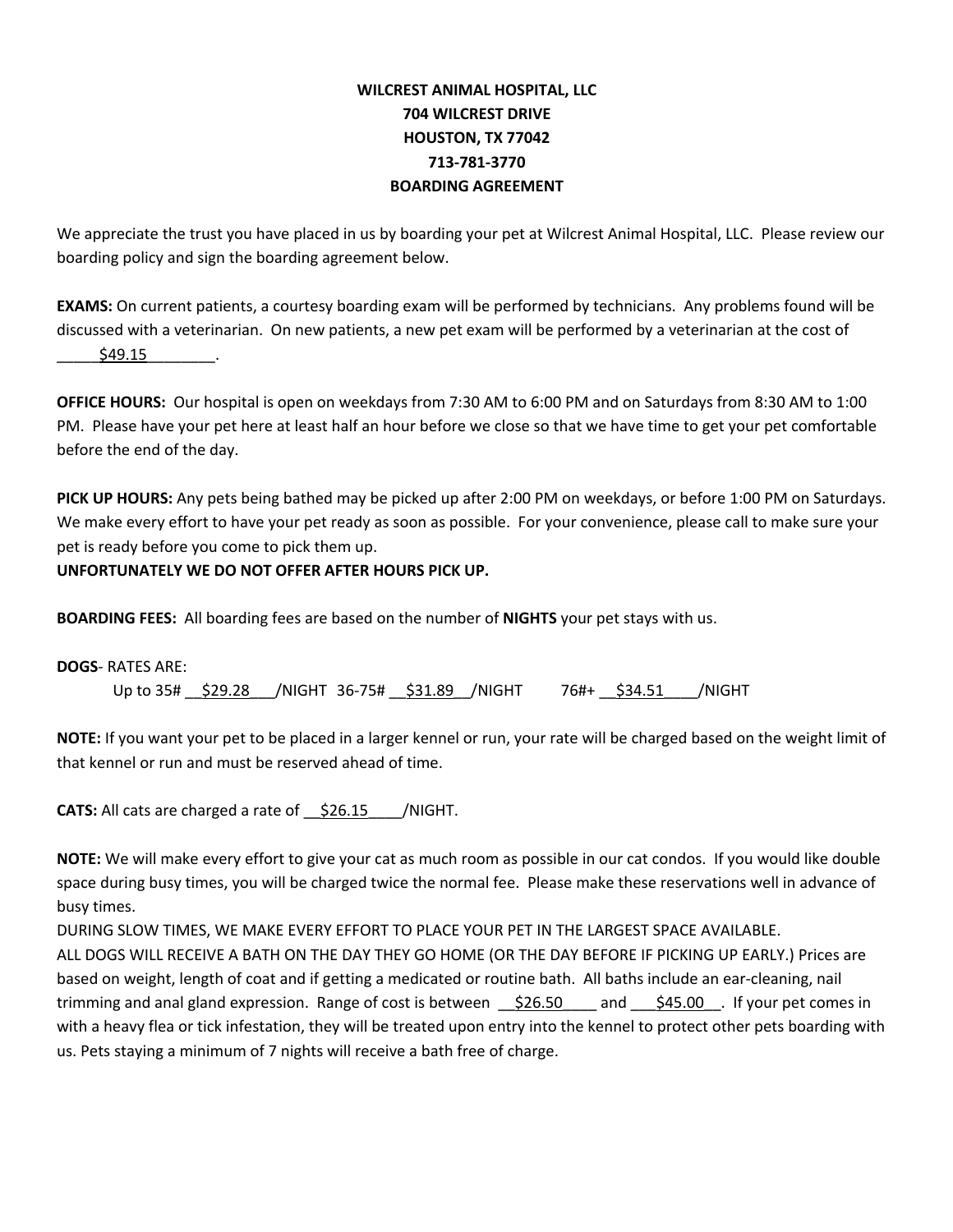**WILCREST ANIMAL HOSPITAL, LLC**
**704 WILCREST DRIVE**
**HOUSTON, TX 77042**
**713-781-3770**
**BOARDING AGREEMENT**

We appreciate the trust you have placed in us by boarding your pet at Wilcrest Animal Hospital, LLC. Please review our boarding policy and sign the boarding agreement below.

**EXAMS:** On current patients, a courtesy boarding exam will be performed by technicians. Any problems found will be discussed with a veterinarian. On new patients, a new pet exam will be performed by a veterinarian at the cost of _____$49.15________.

**OFFICE HOURS:** Our hospital is open on weekdays from 7:30 AM to 6:00 PM and on Saturdays from 8:30 AM to 1:00 PM. Please have your pet here at least half an hour before we close so that we have time to get your pet comfortable before the end of the day.

**PICK UP HOURS:** Any pets being bathed may be picked up after 2:00 PM on weekdays, or before 1:00 PM on Saturdays. We make every effort to have your pet ready as soon as possible. For your convenience, please call to make sure your pet is ready before you come to pick them up.

**UNFORTUNATELY WE DO NOT OFFER AFTER HOURS PICK UP.**

**BOARDING FEES:** All boarding fees are based on the number of **NIGHTS** your pet stays with us.

**DOGS**- RATES ARE:

Up to 35# __$29.28___/NIGHT 36-75# __$31.89__/NIGHT 76#+ __$34.51____/NIGHT

**NOTE:** If you want your pet to be placed in a larger kennel or run, your rate will be charged based on the weight limit of that kennel or run and must be reserved ahead of time.

**CATS:** All cats are charged a rate of __$26.15____/NIGHT.

**NOTE:** We will make every effort to give your cat as much room as possible in our cat condos. If you would like double space during busy times, you will be charged twice the normal fee. Please make these reservations well in advance of busy times.

DURING SLOW TIMES, WE MAKE EVERY EFFORT TO PLACE YOUR PET IN THE LARGEST SPACE AVAILABLE.

ALL DOGS WILL RECEIVE A BATH ON THE DAY THEY GO HOME (OR THE DAY BEFORE IF PICKING UP EARLY.) Prices are based on weight, length of coat and if getting a medicated or routine bath. All baths include an ear-cleaning, nail trimming and anal gland expression. Range of cost is between __$26.50____ and ___$45.00__. If your pet comes in with a heavy flea or tick infestation, they will be treated upon entry into the kennel to protect other pets boarding with us. Pets staying a minimum of 7 nights will receive a bath free of charge.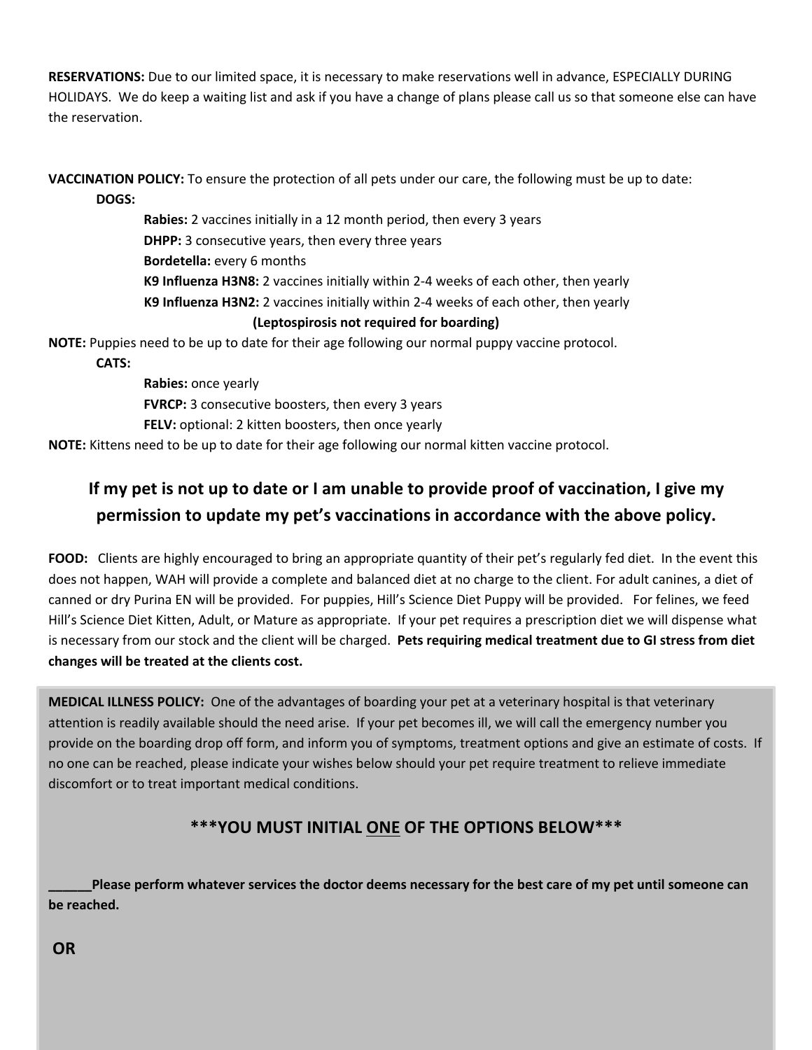**RESERVATIONS:** Due to our limited space, it is necessary to make reservations well in advance, ESPECIALLY DURING HOLIDAYS. We do keep a waiting list and ask if you have a change of plans please call us so that someone else can have the reservation.

**VACCINATION POLICY:** To ensure the protection of all pets under our care, the following must be up to date:

**DOGS:**

- **Rabies:** 2 vaccines initially in a 12 month period, then every 3 years
- **DHPP:** 3 consecutive years, then every three years
- **Bordetella:** every 6 months
- **K9 Influenza H3N8:** 2 vaccines initially within 2-4 weeks of each other, then yearly
- **K9 Influenza H3N2:** 2 vaccines initially within 2-4 weeks of each other, then yearly

**(Leptospirosis not required for boarding)**

**NOTE:** Puppies need to be up to date for their age following our normal puppy vaccine protocol.

**CATS:**

- **Rabies:** once yearly
- **FVRCP:** 3 consecutive boosters, then every 3 years
- **FELV:** optional: 2 kitten boosters, then once yearly

**NOTE:** Kittens need to be up to date for their age following our normal kitten vaccine protocol.

**If my pet is not up to date or I am unable to provide proof of vaccination, I give my permission to update my pet's vaccinations in accordance with the above policy.**

**FOOD:** Clients are highly encouraged to bring an appropriate quantity of their pet's regularly fed diet. In the event this does not happen, WAH will provide a complete and balanced diet at no charge to the client. For adult canines, a diet of canned or dry Purina EN will be provided. For puppies, Hill's Science Diet Puppy will be provided. For felines, we feed Hill's Science Diet Kitten, Adult, or Mature as appropriate. If your pet requires a prescription diet we will dispense what is necessary from our stock and the client will be charged. **Pets requiring medical treatment due to GI stress from diet changes will be treated at the clients cost.**

**MEDICAL ILLNESS POLICY:** One of the advantages of boarding your pet at a veterinary hospital is that veterinary attention is readily available should the need arise. If your pet becomes ill, we will call the emergency number you provide on the boarding drop off form, and inform you of symptoms, treatment options and give an estimate of costs. If no one can be reached, please indicate your wishes below should your pet require treatment to relieve immediate discomfort or to treat important medical conditions.

**\*\*\*YOU MUST INITIAL ONE OF THE OPTIONS BELOW\*\*\***

**______Please perform whatever services the doctor deems necessary for the best care of my pet until someone can be reached.**

**OR**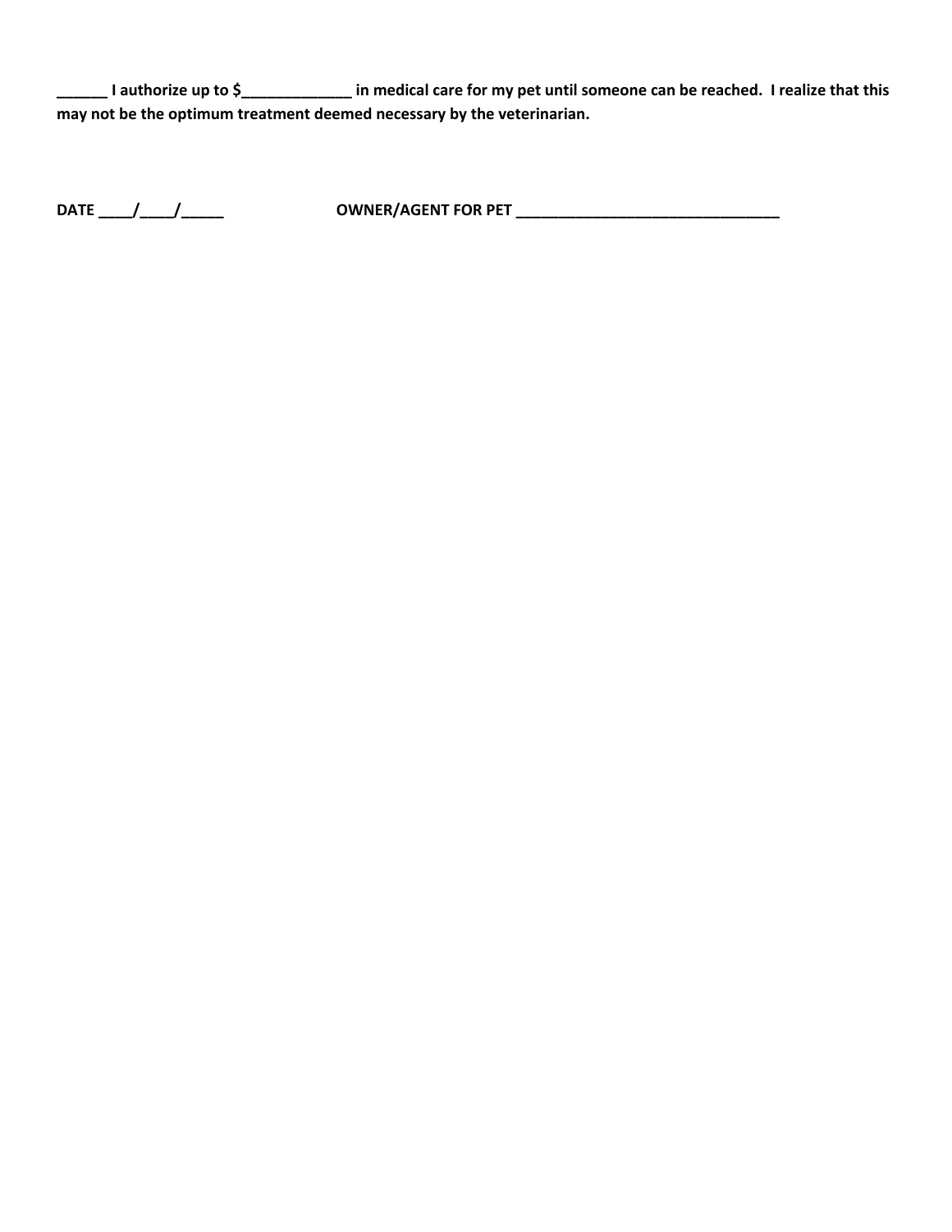**______ I authorize up to $_____________ in medical care for my pet until someone can be reached. I realize that this may not be the optimum treatment deemed necessary by the veterinarian.**

**DATE ____/____/_____ OWNER/AGENT FOR PET ________________________________**